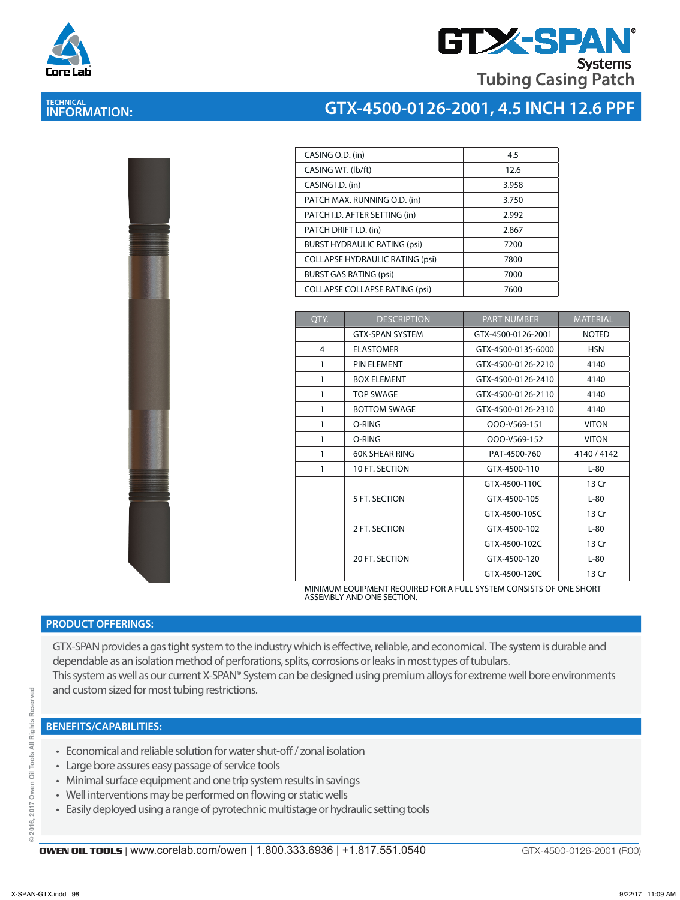# GTX-SPAN® Systems

## Tubing Casing Patch

## TECHNICAL INFORMATION:

## GTX-4500-0126-2001, 4.5 INCH 12.6 PPF

| | |
|---|---|
| CASING O.D. (in) | 4.5 |
| CASING WT. (lb/ft) | 12.6 |
| CASING I.D. (in) | 3.958 |
| PATCH MAX. RUNNING O.D. (in) | 3.750 |
| PATCH I.D. AFTER SETTING (in) | 2.992 |
| PATCH DRIFT I.D. (in) | 2.867 |
| BURST HYDRAULIC RATING (psi) | 7200 |
| COLLAPSE HYDRAULIC RATING (psi) | 7800 |
| BURST GAS RATING (psi) | 7000 |
| COLLAPSE COLLAPSE RATING (psi) | 7600 |

| QTY. | DESCRIPTION | PART NUMBER | MATERIAL |
|---|---|---|---|
| | GTX-SPAN SYSTEM | GTX-4500-0126-2001 | NOTED |
| 4 | ELASTOMER | GTX-4500-0135-6000 | HSN |
| 1 | PIN ELEMENT | GTX-4500-0126-2210 | 4140 |
| 1 | BOX ELEMENT | GTX-4500-0126-2410 | 4140 |
| 1 | TOP SWAGE | GTX-4500-0126-2110 | 4140 |
| 1 | BOTTOM SWAGE | GTX-4500-0126-2310 | 4140 |
| 1 | O-RING | OOO-V569-151 | VITON |
| 1 | O-RING | OOO-V569-152 | VITON |
| 1 | 60K SHEAR RING | PAT-4500-760 | 4140 / 4142 |
| 1 | 10 FT. SECTION | GTX-4500-110 | L-80 |
| | | GTX-4500-110C | 13 Cr |
| | 5 FT. SECTION | GTX-4500-105 | L-80 |
| | | GTX-4500-105C | 13 Cr |
| | 2 FT. SECTION | GTX-4500-102 | L-80 |
| | | GTX-4500-102C | 13 Cr |
| | 20 FT. SECTION | GTX-4500-120 | L-80 |
| | | GTX-4500-120C | 13 Cr |

MINIMUM EQUIPMENT REQUIRED FOR A FULL SYSTEM CONSISTS OF ONE SHORT ASSEMBLY AND ONE SECTION.

## PRODUCT OFFERINGS:

GTX-SPAN provides a gas tight system to the industry which is effective, reliable, and economical. The system is durable and dependable as an isolation method of perforations, splits, corrosions or leaks in most types of tubulars.
This system as well as our current X-SPAN® System can be designed using premium alloys for extreme well bore environments and custom sized for most tubing restrictions.

## BENEFITS/CAPABILITIES:

- Economical and reliable solution for water shut-off / zonal isolation
- Large bore assures easy passage of service tools
- Minimal surface equipment and one trip system results in savings
- Well interventions may be performed on flowing or static wells
- Easily deployed using a range of pyrotechnic multistage or hydraulic setting tools

**OWEN OIL TOOLS** | www.corelab.com/owen | 1.800.333.6936 | +1.817.551.0540 GTX-4500-0126-2001 (R00)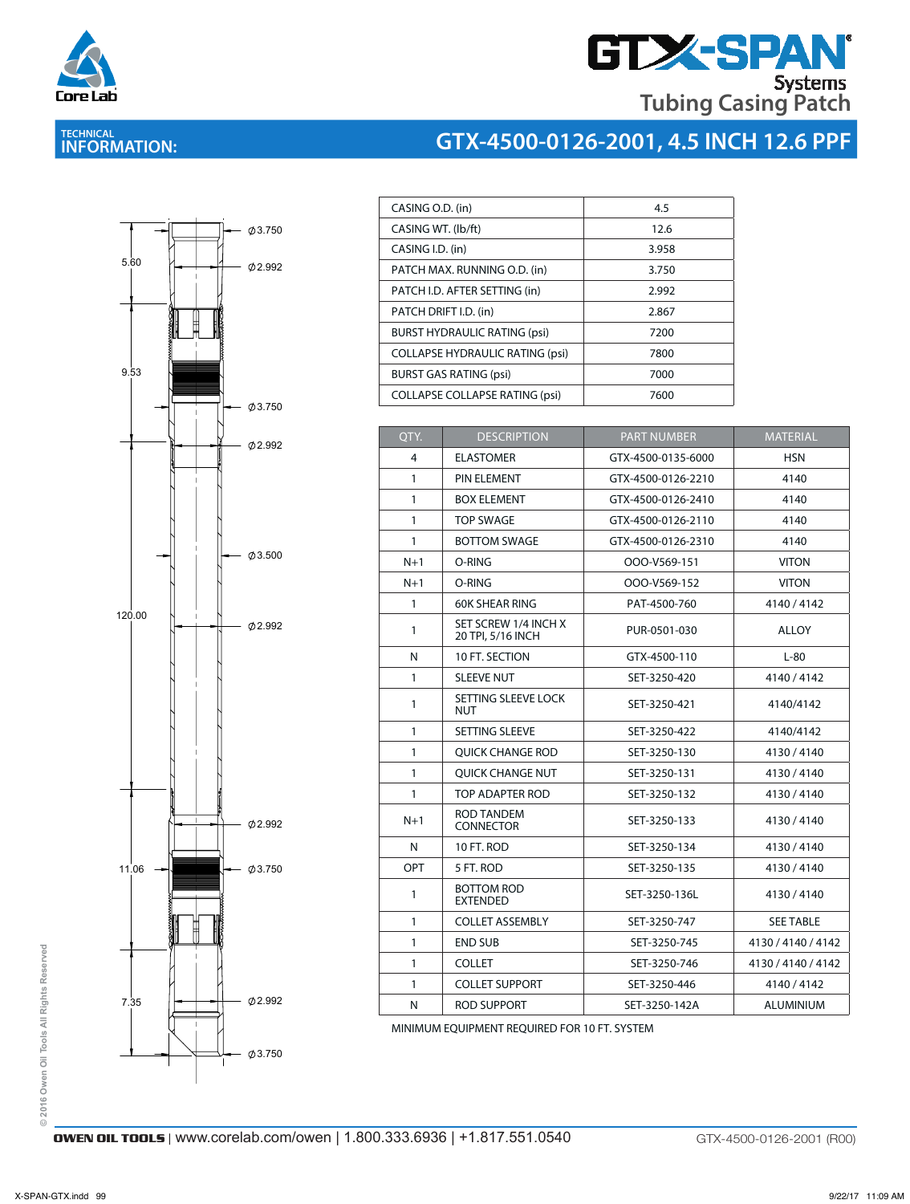# GTX-SPAN Systems Tubing Casing Patch

## TECHNICAL INFORMATION: GTX-4500-0126-2001, 4.5 INCH 12.6 PPF

| | |
|---|---|
| CASING O.D. (in) | 4.5 |
| CASING WT. (lb/ft) | 12.6 |
| CASING I.D. (in) | 3.958 |
| PATCH MAX. RUNNING O.D. (in) | 3.750 |
| PATCH I.D. AFTER SETTING (in) | 2.992 |
| PATCH DRIFT I.D. (in) | 2.867 |
| BURST HYDRAULIC RATING (psi) | 7200 |
| COLLAPSE HYDRAULIC RATING (psi) | 7800 |
| BURST GAS RATING (psi) | 7000 |
| COLLAPSE COLLAPSE RATING (psi) | 7600 |

| QTY. | DESCRIPTION | PART NUMBER | MATERIAL |
|---|---|---|---|
| 4 | ELASTOMER | GTX-4500-0135-6000 | HSN |
| 1 | PIN ELEMENT | GTX-4500-0126-2210 | 4140 |
| 1 | BOX ELEMENT | GTX-4500-0126-2410 | 4140 |
| 1 | TOP SWAGE | GTX-4500-0126-2110 | 4140 |
| 1 | BOTTOM SWAGE | GTX-4500-0126-2310 | 4140 |
| N+1 | O-RING | OOO-V569-151 | VITON |
| N+1 | O-RING | OOO-V569-152 | VITON |
| 1 | 60K SHEAR RING | PAT-4500-760 | 4140 / 4142 |
| 1 | SET SCREW 1/4 INCH X 20 TPI, 5/16 INCH | PUR-0501-030 | ALLOY |
| N | 10 FT. SECTION | GTX-4500-110 | L-80 |
| 1 | SLEEVE NUT | SET-3250-420 | 4140 / 4142 |
| 1 | SETTING SLEEVE LOCK NUT | SET-3250-421 | 4140/4142 |
| 1 | SETTING SLEEVE | SET-3250-422 | 4140/4142 |
| 1 | QUICK CHANGE ROD | SET-3250-130 | 4130 / 4140 |
| 1 | QUICK CHANGE NUT | SET-3250-131 | 4130 / 4140 |
| 1 | TOP ADAPTER ROD | SET-3250-132 | 4130 / 4140 |
| N+1 | ROD TANDEM CONNECTOR | SET-3250-133 | 4130 / 4140 |
| N | 10 FT. ROD | SET-3250-134 | 4130 / 4140 |
| OPT | 5 FT. ROD | SET-3250-135 | 4130 / 4140 |
| 1 | BOTTOM ROD EXTENDED | SET-3250-136L | 4130 / 4140 |
| 1 | COLLET ASSEMBLY | SET-3250-747 | SEE TABLE |
| 1 | END SUB | SET-3250-745 | 4130 / 4140 / 4142 |
| 1 | COLLET | SET-3250-746 | 4130 / 4140 / 4142 |
| 1 | COLLET SUPPORT | SET-3250-446 | 4140 / 4142 |
| N | ROD SUPPORT | SET-3250-142A | ALUMINIUM |

MINIMUM EQUIPMENT REQUIRED FOR 10 FT. SYSTEM

Drawing dimensions: 5.60, 9.53, 120.00, 11.06, 7.35; Ø3.750, Ø2.992, Ø3.750, Ø2.992, Ø3.500, Ø2.992, Ø2.992, Ø3.750, Ø2.992, Ø3.750

© 2016 Owen Oil Tools All Rights Reserved

OWEN OIL TOOLS | www.corelab.com/owen | 1.800.333.6936 | +1.817.551.0540

GTX-4500-0126-2001 (R00)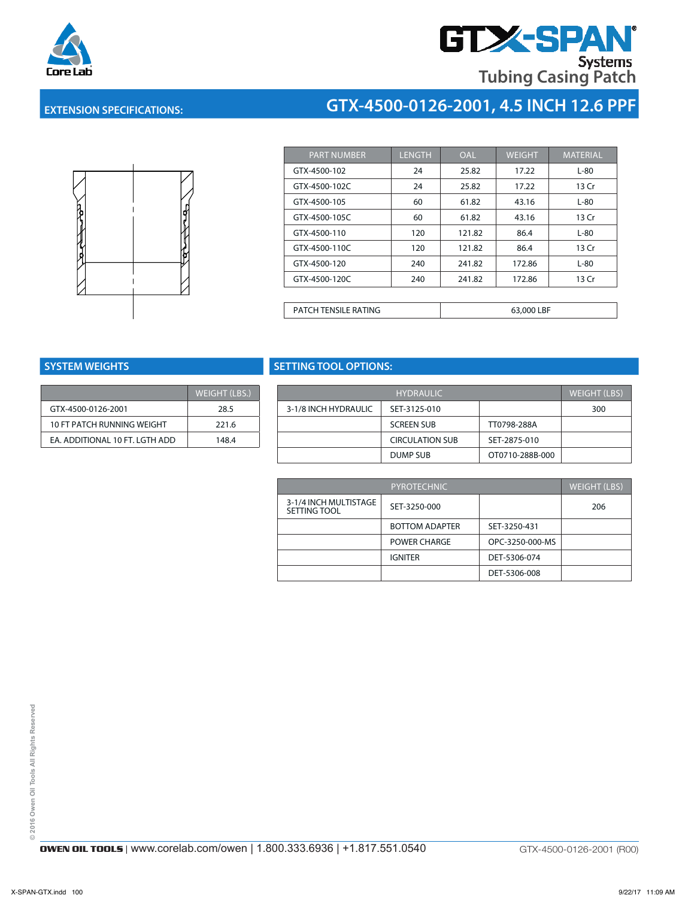GTX-SPAN® Systems
Tubing Casing Patch

## EXTENSION SPECIFICATIONS:

## GTX-4500-0126-2001, 4.5 INCH 12.6 PPF

| PART NUMBER | LENGTH | OAL | WEIGHT | MATERIAL |
|---|---|---|---|---|
| GTX-4500-102 | 24 | 25.82 | 17.22 | L-80 |
| GTX-4500-102C | 24 | 25.82 | 17.22 | 13 Cr |
| GTX-4500-105 | 60 | 61.82 | 43.16 | L-80 |
| GTX-4500-105C | 60 | 61.82 | 43.16 | 13 Cr |
| GTX-4500-110 | 120 | 121.82 | 86.4 | L-80 |
| GTX-4500-110C | 120 | 121.82 | 86.4 | 13 Cr |
| GTX-4500-120 | 240 | 241.82 | 172.86 | L-80 |
| GTX-4500-120C | 240 | 241.82 | 172.86 | 13 Cr |

| | |
|---|---|
| PATCH TENSILE RATING | 63,000 LBF |

## SYSTEM WEIGHTS

| | WEIGHT (LBS.) |
|---|---|
| GTX-4500-0126-2001 | 28.5 |
| 10 FT PATCH RUNNING WEIGHT | 221.6 |
| EA. ADDITIONAL 10 FT. LGTH ADD | 148.4 |

## SETTING TOOL OPTIONS:

| HYDRAULIC | | | WEIGHT (LBS) |
|---|---|---|---|
| 3-1/8 INCH HYDRAULIC | SET-3125-010 | | 300 |
| | SCREEN SUB | TT0798-288A | |
| | CIRCULATION SUB | SET-2875-010 | |
| | DUMP SUB | OT0710-288B-000 | |

| PYROTECHNIC | | | WEIGHT (LBS) |
|---|---|---|---|
| 3-1/4 INCH MULTISTAGE SETTING TOOL | SET-3250-000 | | 206 |
| | BOTTOM ADAPTER | SET-3250-431 | |
| | POWER CHARGE | OPC-3250-000-MS | |
| | IGNITER | DET-5306-074 | |
| | | DET-5306-008 | |

© 2016 Owen Oil Tools All Rights Reserved

OWEN OIL TOOLS | www.corelab.com/owen | 1.800.333.6936 | +1.817.551.0540

GTX-4500-0126-2001 (R00)